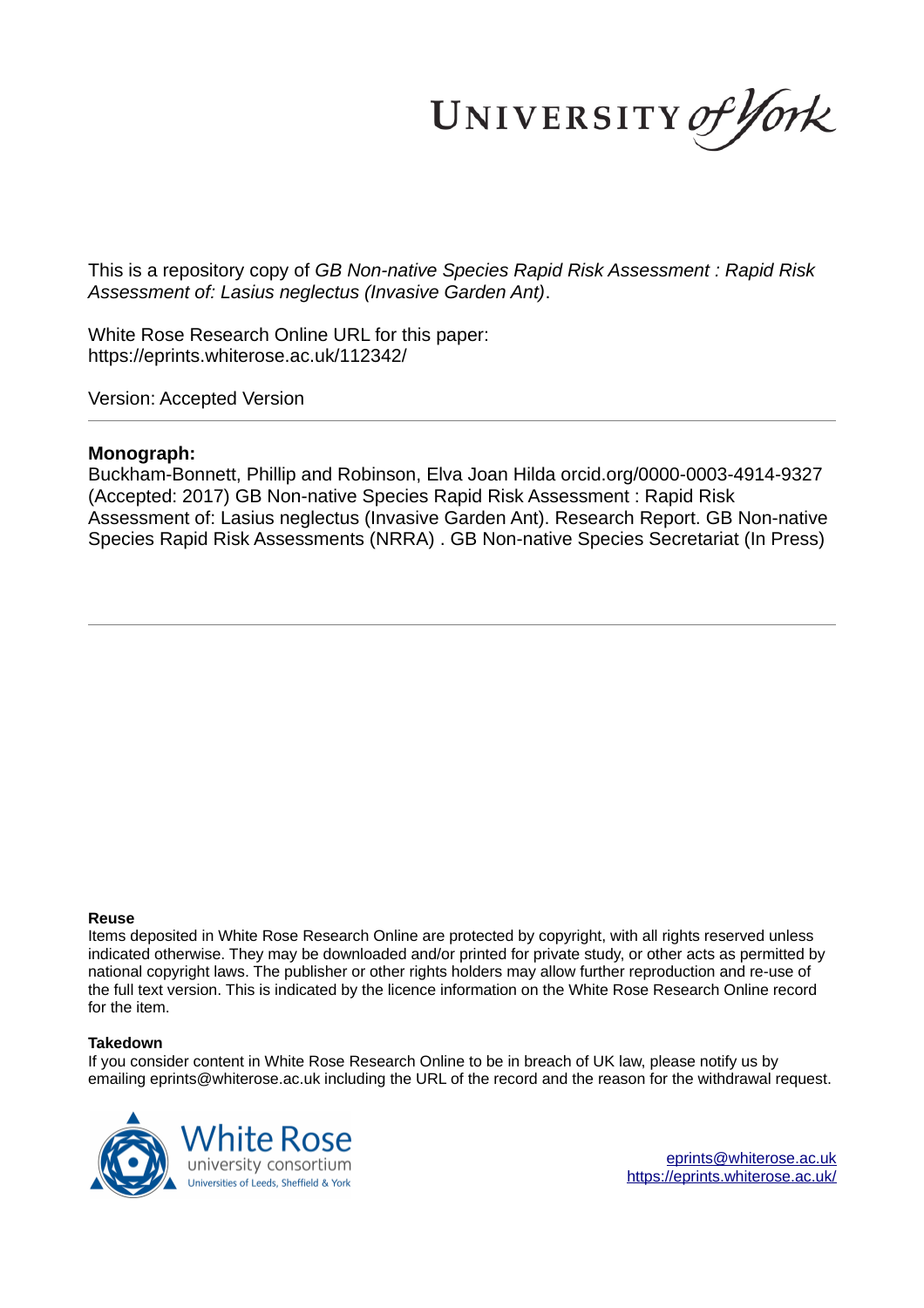This is a repository copy of *GB Non-native Species Rapid Risk Assessment : Rapid Risk Assessment of: Lasius neglectus (Invasive Garden Ant)*.

White Rose Research Online URL for this paper:
https://eprints.whiterose.ac.uk/112342/

Version: Accepted Version

**Monograph:**

Buckham-Bonnett, Phillip and Robinson, Elva Joan Hilda orcid.org/0000-0003-4914-9327 (Accepted: 2017) GB Non-native Species Rapid Risk Assessment : Rapid Risk Assessment of: Lasius neglectus (Invasive Garden Ant). Research Report. GB Non-native Species Rapid Risk Assessments (NRRA) . GB Non-native Species Secretariat (In Press)

**Reuse**

Items deposited in White Rose Research Online are protected by copyright, with all rights reserved unless indicated otherwise. They may be downloaded and/or printed for private study, or other acts as permitted by national copyright laws. The publisher or other rights holders may allow further reproduction and re-use of the full text version. This is indicated by the licence information on the White Rose Research Online record for the item.

**Takedown**

If you consider content in White Rose Research Online to be in breach of UK law, please notify us by emailing eprints@whiterose.ac.uk including the URL of the record and the reason for the withdrawal request.

eprints@whiterose.ac.uk
https://eprints.whiterose.ac.uk/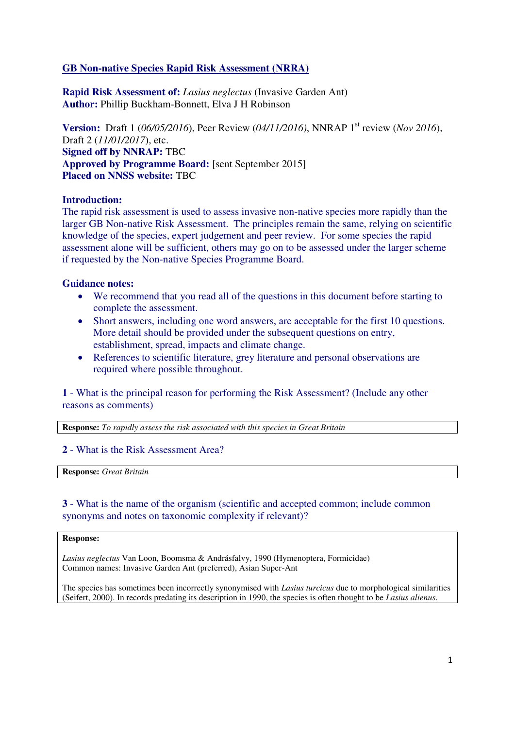## GB Non-native Species Rapid Risk Assessment (NRRA)

**Rapid Risk Assessment of:** *Lasius neglectus* (Invasive Garden Ant)
**Author:** Phillip Buckham-Bonnett, Elva J H Robinson

**Version:** Draft 1 (*06/05/2016*), Peer Review (*04/11/2016*), NNRAP 1st review (*Nov 2016*), Draft 2 (*11/01/2017*), etc.
**Signed off by NNRAP:** TBC
**Approved by Programme Board:** [sent September 2015]
**Placed on NNSS website:** TBC

**Introduction:**
The rapid risk assessment is used to assess invasive non-native species more rapidly than the larger GB Non-native Risk Assessment. The principles remain the same, relying on scientific knowledge of the species, expert judgement and peer review. For some species the rapid assessment alone will be sufficient, others may go on to be assessed under the larger scheme if requested by the Non-native Species Programme Board.

**Guidance notes:**

- We recommend that you read all of the questions in this document before starting to complete the assessment.
- Short answers, including one word answers, are acceptable for the first 10 questions. More detail should be provided under the subsequent questions on entry, establishment, spread, impacts and climate change.
- References to scientific literature, grey literature and personal observations are required where possible throughout.

**1** - What is the principal reason for performing the Risk Assessment? (Include any other reasons as comments)

**Response:** *To rapidly assess the risk associated with this species in Great Britain*

**2** - What is the Risk Assessment Area?

**Response:** *Great Britain*

**3** - What is the name of the organism (scientific and accepted common; include common synonyms and notes on taxonomic complexity if relevant)?

**Response:**

*Lasius neglectus* Van Loon, Boomsma & Andrásfalvy, 1990 (Hymenoptera, Formicidae)
Common names: Invasive Garden Ant (preferred), Asian Super-Ant

The species has sometimes been incorrectly synonymised with *Lasius turcicus* due to morphological similarities (Seifert, 2000). In records predating its description in 1990, the species is often thought to be *Lasius alienus*.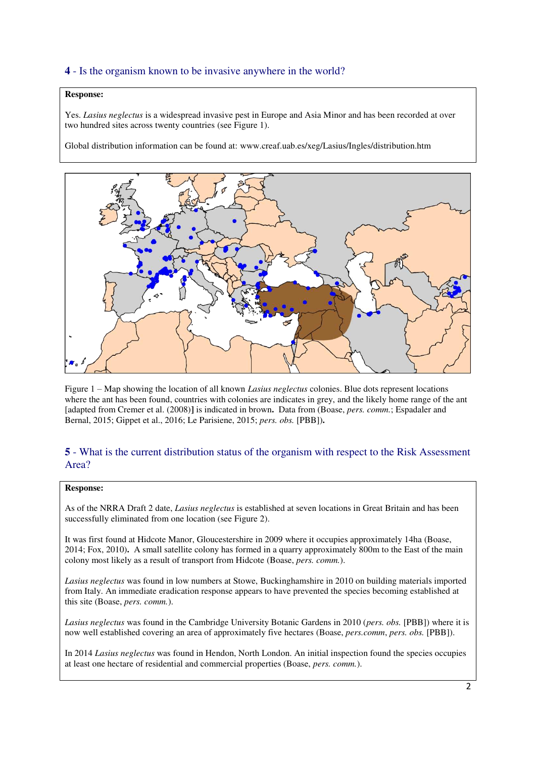### 4 - Is the organism known to be invasive anywhere in the world?

**Response:**

Yes. *Lasius neglectus* is a widespread invasive pest in Europe and Asia Minor and has been recorded at over two hundred sites across twenty countries (see Figure 1).

Global distribution information can be found at: www.creaf.uab.es/xeg/Lasius/Ingles/distribution.htm

Figure 1 – Map showing the location of all known *Lasius neglectus* colonies. Blue dots represent locations where the ant has been found, countries with colonies are indicates in grey, and the likely home range of the ant [adapted from Cremer et al. (2008)**]** is indicated in brown**.** Data from (Boase, *pers. comm.*; Espadaler and Bernal, 2015; Gippet et al., 2016; Le Parisiene, 2015; *pers. obs.* [PBB])**.**

### 5 - What is the current distribution status of the organism with respect to the Risk Assessment Area?

**Response:**

As of the NRRA Draft 2 date, *Lasius neglectus* is established at seven locations in Great Britain and has been successfully eliminated from one location (see Figure 2).

It was first found at Hidcote Manor, Gloucestershire in 2009 where it occupies approximately 14ha (Boase, 2014; Fox, 2010)**.** A small satellite colony has formed in a quarry approximately 800m to the East of the main colony most likely as a result of transport from Hidcote (Boase, *pers. comm.*).

*Lasius neglectus* was found in low numbers at Stowe, Buckinghamshire in 2010 on building materials imported from Italy. An immediate eradication response appears to have prevented the species becoming established at this site (Boase, *pers. comm.*).

*Lasius neglectus* was found in the Cambridge University Botanic Gardens in 2010 (*pers. obs.* [PBB]) where it is now well established covering an area of approximately five hectares (Boase, *pers.comm*, *pers. obs.* [PBB]).

In 2014 *Lasius neglectus* was found in Hendon, North London. An initial inspection found the species occupies at least one hectare of residential and commercial properties (Boase, *pers. comm.*).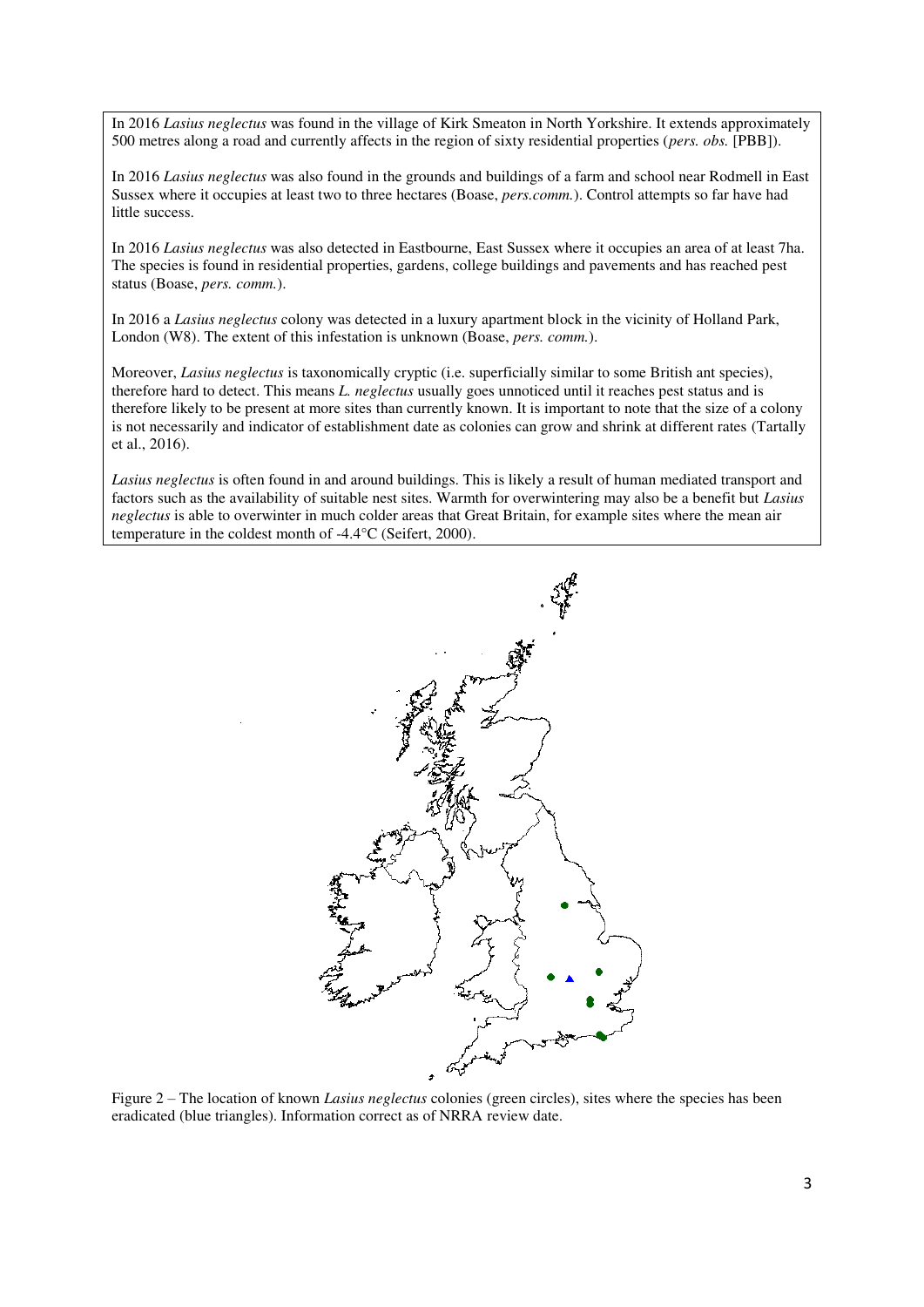In 2016 *Lasius neglectus* was found in the village of Kirk Smeaton in North Yorkshire. It extends approximately 500 metres along a road and currently affects in the region of sixty residential properties (*pers. obs.* [PBB]).

In 2016 *Lasius neglectus* was also found in the grounds and buildings of a farm and school near Rodmell in East Sussex where it occupies at least two to three hectares (Boase, *pers.comm.*). Control attempts so far have had little success.

In 2016 *Lasius neglectus* was also detected in Eastbourne, East Sussex where it occupies an area of at least 7ha. The species is found in residential properties, gardens, college buildings and pavements and has reached pest status (Boase, *pers. comm.*).

In 2016 a *Lasius neglectus* colony was detected in a luxury apartment block in the vicinity of Holland Park, London (W8). The extent of this infestation is unknown (Boase, *pers. comm.*).

Moreover, *Lasius neglectus* is taxonomically cryptic (i.e. superficially similar to some British ant species), therefore hard to detect. This means *L. neglectus* usually goes unnoticed until it reaches pest status and is therefore likely to be present at more sites than currently known. It is important to note that the size of a colony is not necessarily and indicator of establishment date as colonies can grow and shrink at different rates (Tartally et al., 2016).

*Lasius neglectus* is often found in and around buildings. This is likely a result of human mediated transport and factors such as the availability of suitable nest sites. Warmth for overwintering may also be a benefit but *Lasius neglectus* is able to overwinter in much colder areas that Great Britain, for example sites where the mean air temperature in the coldest month of -4.4°C (Seifert, 2000).

Figure 2 – The location of known *Lasius neglectus* colonies (green circles), sites where the species has been eradicated (blue triangles). Information correct as of NRRA review date.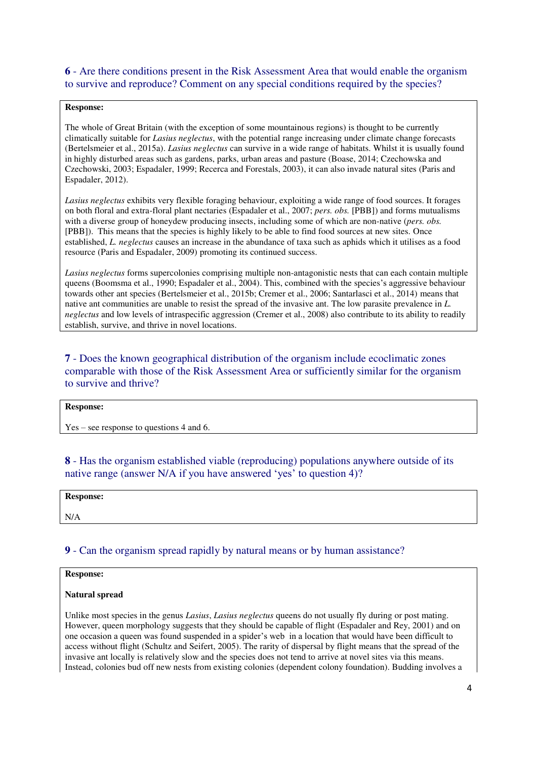**6** - Are there conditions present in the Risk Assessment Area that would enable the organism to survive and reproduce? Comment on any special conditions required by the species?

**Response:**

The whole of Great Britain (with the exception of some mountainous regions) is thought to be currently climatically suitable for *Lasius neglectus*, with the potential range increasing under climate change forecasts (Bertelsmeier et al., 2015a). *Lasius neglectus* can survive in a wide range of habitats. Whilst it is usually found in highly disturbed areas such as gardens, parks, urban areas and pasture (Boase, 2014; Czechowska and Czechowski, 2003; Espadaler, 1999; Recerca and Forestals, 2003), it can also invade natural sites (Paris and Espadaler, 2012).

*Lasius neglectus* exhibits very flexible foraging behaviour, exploiting a wide range of food sources. It forages on both floral and extra-floral plant nectaries (Espadaler et al., 2007; *pers. obs.* [PBB]) and forms mutualisms with a diverse group of honeydew producing insects, including some of which are non-native (*pers. obs.* [PBB]). This means that the species is highly likely to be able to find food sources at new sites. Once established, *L. neglectus* causes an increase in the abundance of taxa such as aphids which it utilises as a food resource (Paris and Espadaler, 2009) promoting its continued success.

*Lasius neglectus* forms supercolonies comprising multiple non-antagonistic nests that can each contain multiple queens (Boomsma et al., 1990; Espadaler et al., 2004). This, combined with the species's aggressive behaviour towards other ant species (Bertelsmeier et al., 2015b; Cremer et al., 2006; Santarlasci et al., 2014) means that native ant communities are unable to resist the spread of the invasive ant. The low parasite prevalence in *L. neglectus* and low levels of intraspecific aggression (Cremer et al., 2008) also contribute to its ability to readily establish, survive, and thrive in novel locations.

**7** - Does the known geographical distribution of the organism include ecoclimatic zones comparable with those of the Risk Assessment Area or sufficiently similar for the organism to survive and thrive?

**Response:**

Yes – see response to questions 4 and 6.

**8** - Has the organism established viable (reproducing) populations anywhere outside of its native range (answer N/A if you have answered 'yes' to question 4)?

**Response:**

N/A

**9** - Can the organism spread rapidly by natural means or by human assistance?

**Response:**

**Natural spread**

Unlike most species in the genus *Lasius*, *Lasius neglectus* queens do not usually fly during or post mating. However, queen morphology suggests that they should be capable of flight (Espadaler and Rey, 2001) and on one occasion a queen was found suspended in a spider's web in a location that would have been difficult to access without flight (Schultz and Seifert, 2005). The rarity of dispersal by flight means that the spread of the invasive ant locally is relatively slow and the species does not tend to arrive at novel sites via this means. Instead, colonies bud off new nests from existing colonies (dependent colony foundation). Budding involves a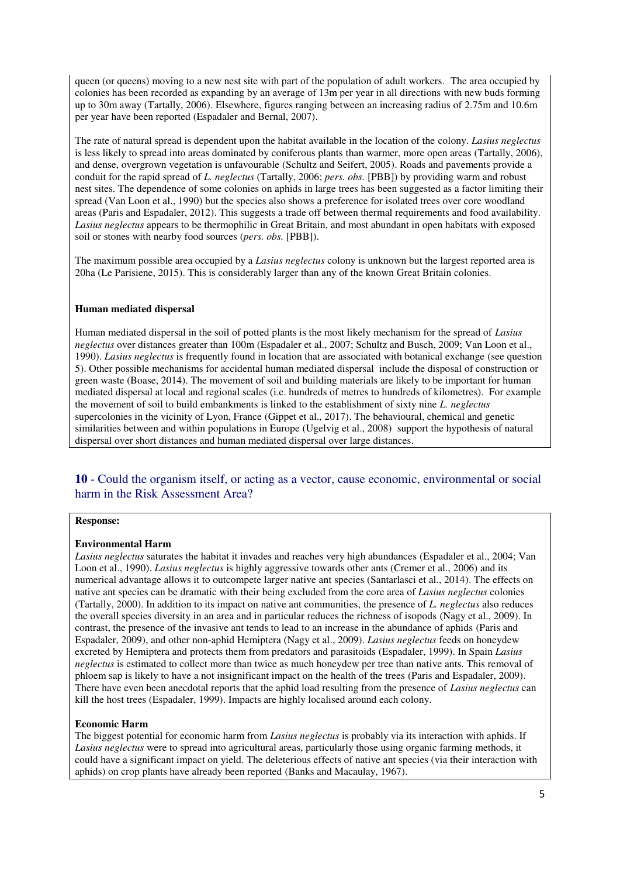queen (or queens) moving to a new nest site with part of the population of adult workers. The area occupied by colonies has been recorded as expanding by an average of 13m per year in all directions with new buds forming up to 30m away (Tartally, 2006). Elsewhere, figures ranging between an increasing radius of 2.75m and 10.6m per year have been reported (Espadaler and Bernal, 2007).

The rate of natural spread is dependent upon the habitat available in the location of the colony. *Lasius neglectus* is less likely to spread into areas dominated by coniferous plants than warmer, more open areas (Tartally, 2006), and dense, overgrown vegetation is unfavourable (Schultz and Seifert, 2005). Roads and pavements provide a conduit for the rapid spread of *L. neglectus* (Tartally, 2006; *pers. obs.* [PBB]) by providing warm and robust nest sites. The dependence of some colonies on aphids in large trees has been suggested as a factor limiting their spread (Van Loon et al., 1990) but the species also shows a preference for isolated trees over core woodland areas (Paris and Espadaler, 2012). This suggests a trade off between thermal requirements and food availability. *Lasius neglectus* appears to be thermophilic in Great Britain, and most abundant in open habitats with exposed soil or stones with nearby food sources (*pers. obs.* [PBB]).

The maximum possible area occupied by a *Lasius neglectus* colony is unknown but the largest reported area is 20ha (Le Parisiene, 2015). This is considerably larger than any of the known Great Britain colonies.

**Human mediated dispersal**

Human mediated dispersal in the soil of potted plants is the most likely mechanism for the spread of *Lasius neglectus* over distances greater than 100m (Espadaler et al., 2007; Schultz and Busch, 2009; Van Loon et al., 1990). *Lasius neglectus* is frequently found in location that are associated with botanical exchange (see question 5). Other possible mechanisms for accidental human mediated dispersal include the disposal of construction or green waste (Boase, 2014). The movement of soil and building materials are likely to be important for human mediated dispersal at local and regional scales (i.e. hundreds of metres to hundreds of kilometres). For example the movement of soil to build embankments is linked to the establishment of sixty nine *L. neglectus* supercolonies in the vicinity of Lyon, France (Gippet et al., 2017). The behavioural, chemical and genetic similarities between and within populations in Europe (Ugelvig et al., 2008) support the hypothesis of natural dispersal over short distances and human mediated dispersal over large distances.

## **10** - Could the organism itself, or acting as a vector, cause economic, environmental or social harm in the Risk Assessment Area?

**Response:**

**Environmental Harm**

*Lasius neglectus* saturates the habitat it invades and reaches very high abundances (Espadaler et al., 2004; Van Loon et al., 1990). *Lasius neglectus* is highly aggressive towards other ants (Cremer et al., 2006) and its numerical advantage allows it to outcompete larger native ant species (Santarlasci et al., 2014). The effects on native ant species can be dramatic with their being excluded from the core area of *Lasius neglectus* colonies (Tartally, 2000). In addition to its impact on native ant communities, the presence of *L. neglectus* also reduces the overall species diversity in an area and in particular reduces the richness of isopods (Nagy et al., 2009). In contrast, the presence of the invasive ant tends to lead to an increase in the abundance of aphids (Paris and Espadaler, 2009), and other non-aphid Hemiptera (Nagy et al., 2009). *Lasius neglectus* feeds on honeydew excreted by Hemiptera and protects them from predators and parasitoids (Espadaler, 1999). In Spain *Lasius neglectus* is estimated to collect more than twice as much honeydew per tree than native ants. This removal of phloem sap is likely to have a not insignificant impact on the health of the trees (Paris and Espadaler, 2009). There have even been anecdotal reports that the aphid load resulting from the presence of *Lasius neglectus* can kill the host trees (Espadaler, 1999). Impacts are highly localised around each colony.

**Economic Harm**

The biggest potential for economic harm from *Lasius neglectus* is probably via its interaction with aphids. If *Lasius neglectus* were to spread into agricultural areas, particularly those using organic farming methods, it could have a significant impact on yield. The deleterious effects of native ant species (via their interaction with aphids) on crop plants have already been reported (Banks and Macaulay, 1967).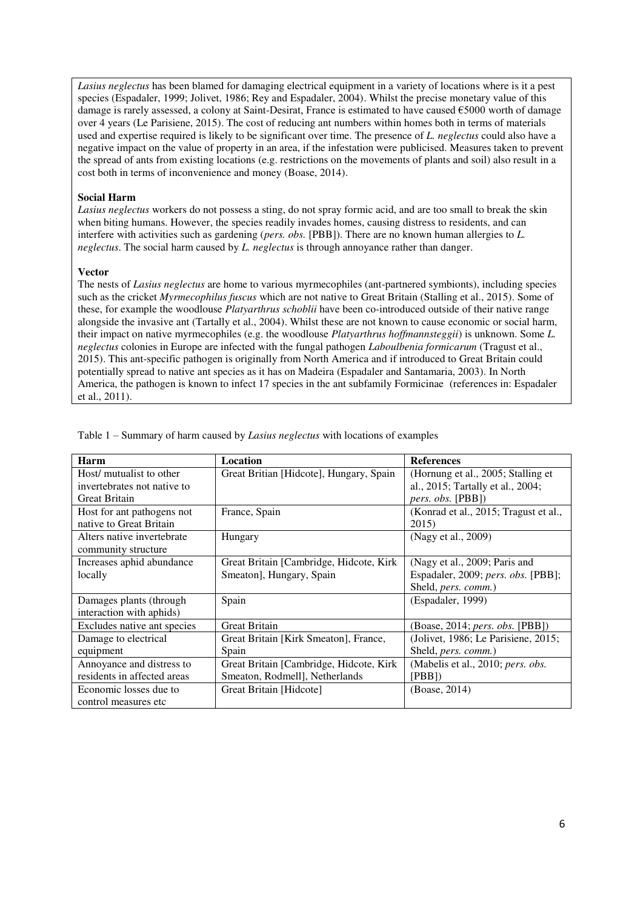*Lasius neglectus* has been blamed for damaging electrical equipment in a variety of locations where is it a pest species (Espadaler, 1999; Jolivet, 1986; Rey and Espadaler, 2004). Whilst the precise monetary value of this damage is rarely assessed, a colony at Saint-Desirat, France is estimated to have caused €5000 worth of damage over 4 years (Le Parisiene, 2015). The cost of reducing ant numbers within homes both in terms of materials used and expertise required is likely to be significant over time. The presence of *L. neglectus* could also have a negative impact on the value of property in an area, if the infestation were publicised. Measures taken to prevent the spread of ants from existing locations (e.g. restrictions on the movements of plants and soil) also result in a cost both in terms of inconvenience and money (Boase, 2014).

**Social Harm**

*Lasius neglectus* workers do not possess a sting, do not spray formic acid, and are too small to break the skin when biting humans. However, the species readily invades homes, causing distress to residents, and can interfere with activities such as gardening (*pers. obs.* [PBB]). There are no known human allergies to *L. neglectus*. The social harm caused by *L. neglectus* is through annoyance rather than danger.

**Vector**

The nests of *Lasius neglectus* are home to various myrmecophiles (ant-partnered symbionts), including species such as the cricket *Myrmecophilus fuscus* which are not native to Great Britain (Stalling et al., 2015). Some of these, for example the woodlouse *Platyarthrus schoblii* have been co-introduced outside of their native range alongside the invasive ant (Tartally et al., 2004). Whilst these are not known to cause economic or social harm, their impact on native myrmecophiles (e.g. the woodlouse *Platyarthrus hoffmannsteggii*) is unknown. Some *L. neglectus* colonies in Europe are infected with the fungal pathogen *Laboulbenia formicarum* (Tragust et al., 2015). This ant-specific pathogen is originally from North America and if introduced to Great Britain could potentially spread to native ant species as it has on Madeira (Espadaler and Santamaria, 2003). In North America, the pathogen is known to infect 17 species in the ant subfamily Formicinae (references in: Espadaler et al., 2011).

Table 1 – Summary of harm caused by *Lasius neglectus* with locations of examples

| Harm | Location | References |
|---|---|---|
| Host/ mutualist to other invertebrates not native to Great Britain | Great Britian [Hidcote], Hungary, Spain | (Hornung et al., 2005; Stalling et al., 2015; Tartally et al., 2004; *pers. obs.* [PBB]) |
| Host for ant pathogens not native to Great Britain | France, Spain | (Konrad et al., 2015; Tragust et al., 2015) |
| Alters native invertebrate community structure | Hungary | (Nagy et al., 2009) |
| Increases aphid abundance locally | Great Britain [Cambridge, Hidcote, Kirk Smeaton], Hungary, Spain | (Nagy et al., 2009; Paris and Espadaler, 2009; *pers. obs.* [PBB]; Sheld, *pers. comm.*) |
| Damages plants (through interaction with aphids) | Spain | (Espadaler, 1999) |
| Excludes native ant species | Great Britain | (Boase, 2014; *pers. obs.* [PBB]) |
| Damage to electrical equipment | Great Britain [Kirk Smeaton], France, Spain | (Jolivet, 1986; Le Parisiene, 2015; Sheld, *pers. comm.*) |
| Annoyance and distress to residents in affected areas | Great Britain [Cambridge, Hidcote, Kirk Smeaton, Rodmell], Netherlands | (Mabelis et al., 2010; *pers. obs.* [PBB]) |
| Economic losses due to control measures etc | Great Britain [Hidcote] | (Boase, 2014) |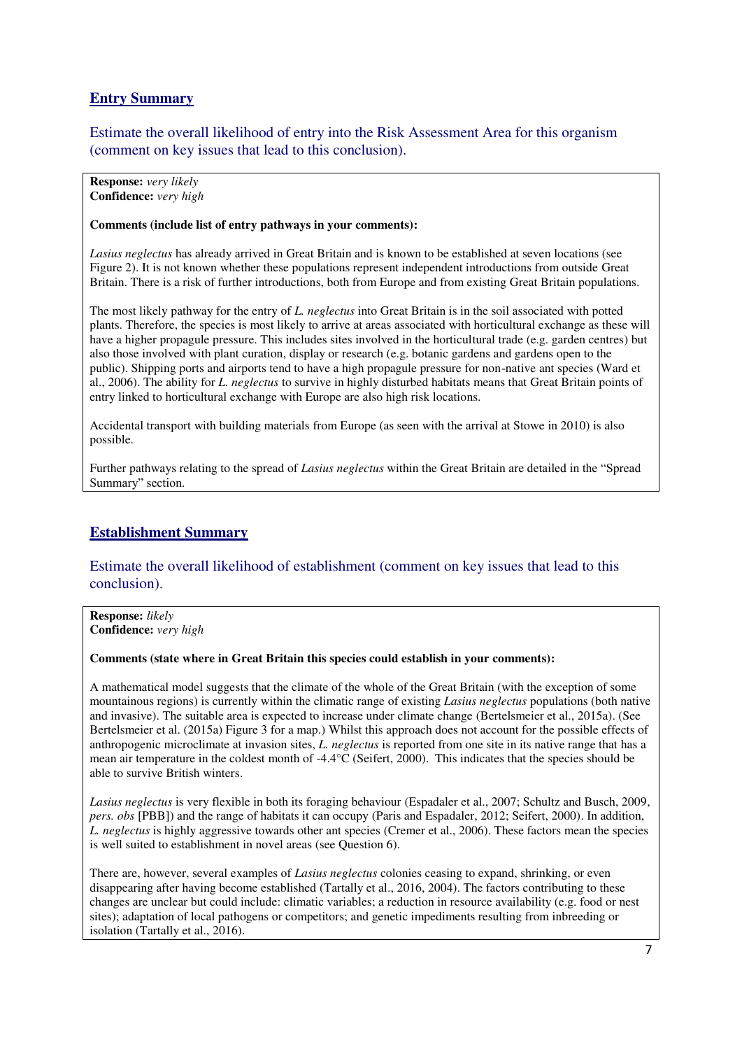## Entry Summary

Estimate the overall likelihood of entry into the Risk Assessment Area for this organism (comment on key issues that lead to this conclusion).

**Response:** *very likely*
**Confidence:** *very high*

**Comments (include list of entry pathways in your comments):**

*Lasius neglectus* has already arrived in Great Britain and is known to be established at seven locations (see Figure 2). It is not known whether these populations represent independent introductions from outside Great Britain. There is a risk of further introductions, both from Europe and from existing Great Britain populations.

The most likely pathway for the entry of *L. neglectus* into Great Britain is in the soil associated with potted plants. Therefore, the species is most likely to arrive at areas associated with horticultural exchange as these will have a higher propagule pressure. This includes sites involved in the horticultural trade (e.g. garden centres) but also those involved with plant curation, display or research (e.g. botanic gardens and gardens open to the public). Shipping ports and airports tend to have a high propagule pressure for non-native ant species (Ward et al., 2006). The ability for *L. neglectus* to survive in highly disturbed habitats means that Great Britain points of entry linked to horticultural exchange with Europe are also high risk locations.

Accidental transport with building materials from Europe (as seen with the arrival at Stowe in 2010) is also possible.

Further pathways relating to the spread of *Lasius neglectus* within the Great Britain are detailed in the "Spread Summary" section.

## Establishment Summary

Estimate the overall likelihood of establishment (comment on key issues that lead to this conclusion).

**Response:** *likely*
**Confidence:** *very high*

**Comments (state where in Great Britain this species could establish in your comments):**

A mathematical model suggests that the climate of the whole of the Great Britain (with the exception of some mountainous regions) is currently within the climatic range of existing *Lasius neglectus* populations (both native and invasive). The suitable area is expected to increase under climate change (Bertelsmeier et al., 2015a). (See Bertelsmeier et al. (2015a) Figure 3 for a map.) Whilst this approach does not account for the possible effects of anthropogenic microclimate at invasion sites, *L. neglectus* is reported from one site in its native range that has a mean air temperature in the coldest month of -4.4°C (Seifert, 2000). This indicates that the species should be able to survive British winters.

*Lasius neglectus* is very flexible in both its foraging behaviour (Espadaler et al., 2007; Schultz and Busch, 2009, *pers. obs* [PBB]) and the range of habitats it can occupy (Paris and Espadaler, 2012; Seifert, 2000). In addition, *L. neglectus* is highly aggressive towards other ant species (Cremer et al., 2006). These factors mean the species is well suited to establishment in novel areas (see Question 6).

There are, however, several examples of *Lasius neglectus* colonies ceasing to expand, shrinking, or even disappearing after having become established (Tartally et al., 2016, 2004). The factors contributing to these changes are unclear but could include: climatic variables; a reduction in resource availability (e.g. food or nest sites); adaptation of local pathogens or competitors; and genetic impediments resulting from inbreeding or isolation (Tartally et al., 2016).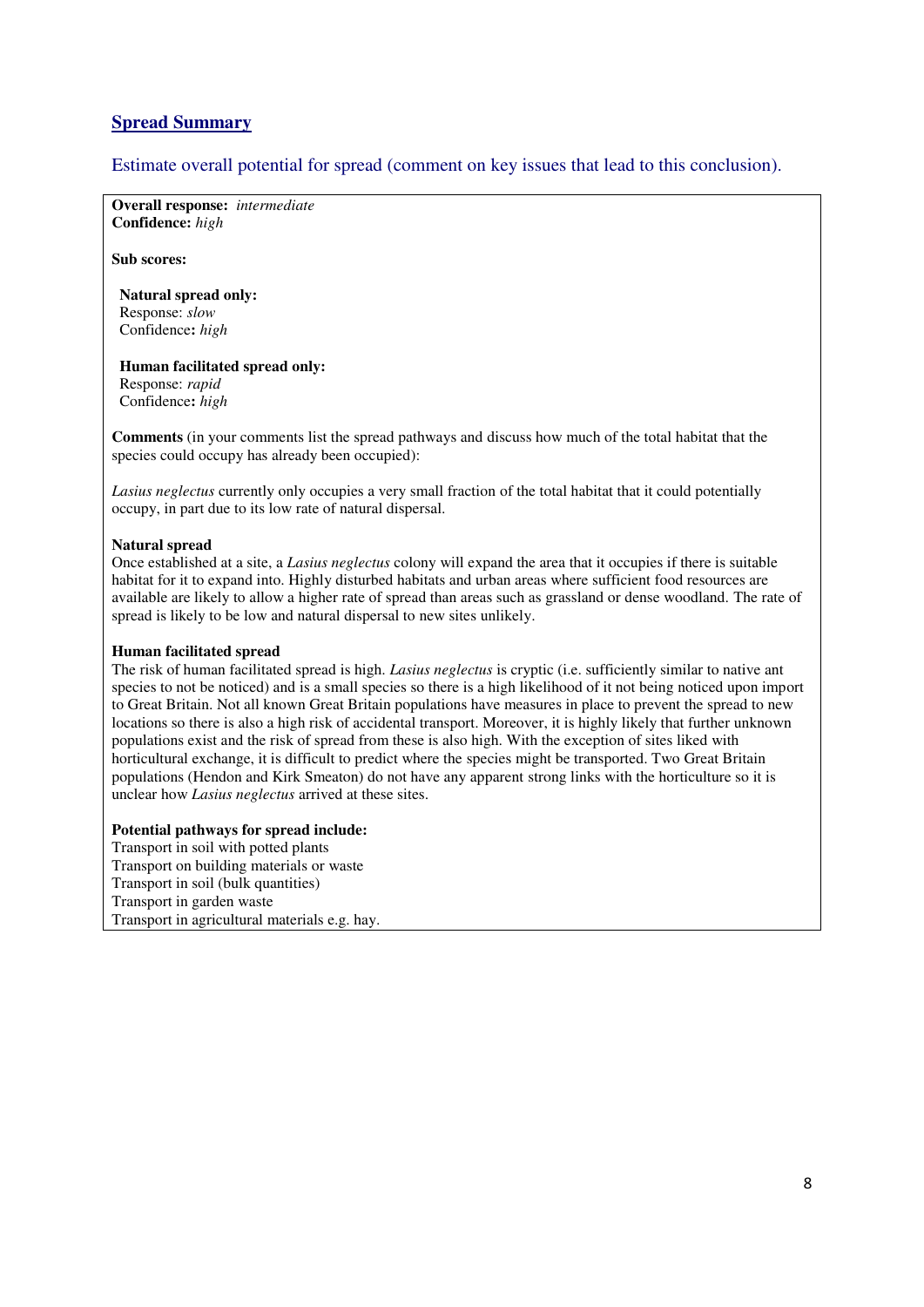## Spread Summary

Estimate overall potential for spread (comment on key issues that lead to this conclusion).

**Overall response:** *intermediate*
**Confidence:** *high*

**Sub scores:**

**Natural spread only:**
Response: *slow*
Confidence**:** *high*

**Human facilitated spread only:**
Response: *rapid*
Confidence**:** *high*

**Comments** (in your comments list the spread pathways and discuss how much of the total habitat that the species could occupy has already been occupied):

*Lasius neglectus* currently only occupies a very small fraction of the total habitat that it could potentially occupy, in part due to its low rate of natural dispersal.

**Natural spread**
Once established at a site, a *Lasius neglectus* colony will expand the area that it occupies if there is suitable habitat for it to expand into. Highly disturbed habitats and urban areas where sufficient food resources are available are likely to allow a higher rate of spread than areas such as grassland or dense woodland. The rate of spread is likely to be low and natural dispersal to new sites unlikely.

**Human facilitated spread**
The risk of human facilitated spread is high. *Lasius neglectus* is cryptic (i.e. sufficiently similar to native ant species to not be noticed) and is a small species so there is a high likelihood of it not being noticed upon import to Great Britain. Not all known Great Britain populations have measures in place to prevent the spread to new locations so there is also a high risk of accidental transport. Moreover, it is highly likely that further unknown populations exist and the risk of spread from these is also high. With the exception of sites liked with horticultural exchange, it is difficult to predict where the species might be transported. Two Great Britain populations (Hendon and Kirk Smeaton) do not have any apparent strong links with the horticulture so it is unclear how *Lasius neglectus* arrived at these sites.

**Potential pathways for spread include:**
Transport in soil with potted plants
Transport on building materials or waste
Transport in soil (bulk quantities)
Transport in garden waste
Transport in agricultural materials e.g. hay.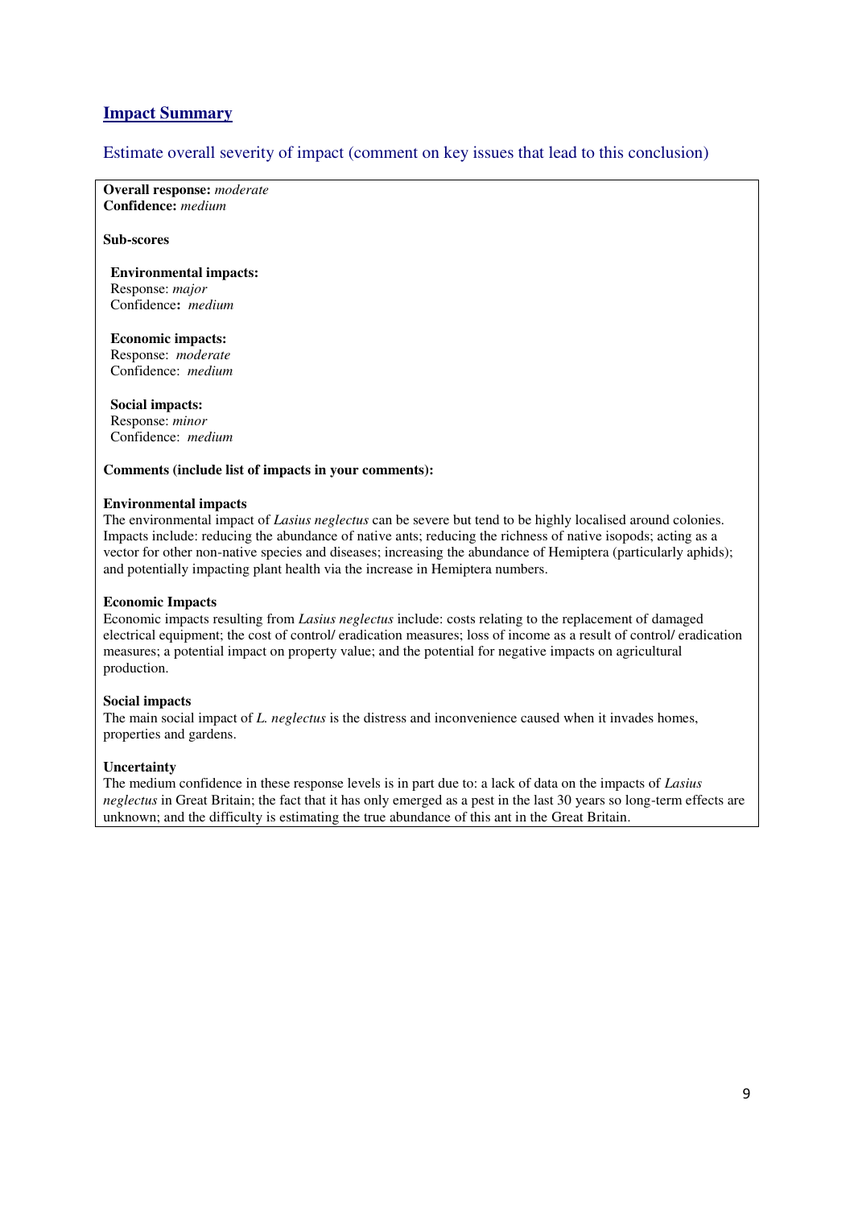## Impact Summary

### Estimate overall severity of impact (comment on key issues that lead to this conclusion)

**Overall response:** *moderate*
**Confidence:** *medium*

**Sub-scores**

**Environmental impacts:**
Response: *major*
Confidence**:** *medium*

**Economic impacts:**
Response: *moderate*
Confidence: *medium*

**Social impacts:**
Response: *minor*
Confidence: *medium*

**Comments (include list of impacts in your comments):**

**Environmental impacts**
The environmental impact of *Lasius neglectus* can be severe but tend to be highly localised around colonies. Impacts include: reducing the abundance of native ants; reducing the richness of native isopods; acting as a vector for other non-native species and diseases; increasing the abundance of Hemiptera (particularly aphids); and potentially impacting plant health via the increase in Hemiptera numbers.

**Economic Impacts**
Economic impacts resulting from *Lasius neglectus* include: costs relating to the replacement of damaged electrical equipment; the cost of control/ eradication measures; loss of income as a result of control/ eradication measures; a potential impact on property value; and the potential for negative impacts on agricultural production.

**Social impacts**
The main social impact of *L. neglectus* is the distress and inconvenience caused when it invades homes, properties and gardens.

**Uncertainty**
The medium confidence in these response levels is in part due to: a lack of data on the impacts of *Lasius neglectus* in Great Britain; the fact that it has only emerged as a pest in the last 30 years so long-term effects are unknown; and the difficulty is estimating the true abundance of this ant in the Great Britain.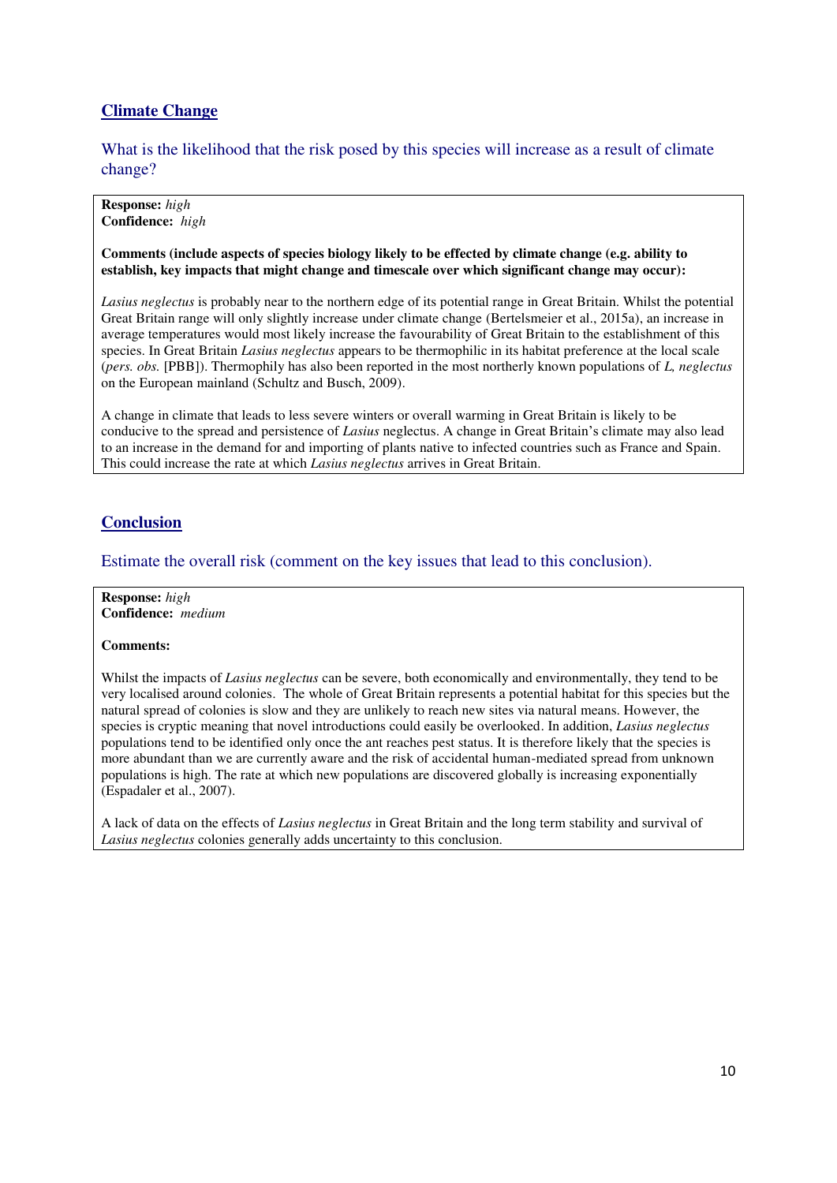## Climate Change

### What is the likelihood that the risk posed by this species will increase as a result of climate change?

**Response:** *high*
**Confidence:** *high*

**Comments (include aspects of species biology likely to be effected by climate change (e.g. ability to establish, key impacts that might change and timescale over which significant change may occur):**

*Lasius neglectus* is probably near to the northern edge of its potential range in Great Britain. Whilst the potential Great Britain range will only slightly increase under climate change (Bertelsmeier et al., 2015a), an increase in average temperatures would most likely increase the favourability of Great Britain to the establishment of this species. In Great Britain *Lasius neglectus* appears to be thermophilic in its habitat preference at the local scale (*pers. obs.* [PBB]). Thermophily has also been reported in the most northerly known populations of *L, neglectus* on the European mainland (Schultz and Busch, 2009).

A change in climate that leads to less severe winters or overall warming in Great Britain is likely to be conducive to the spread and persistence of *Lasius* neglectus. A change in Great Britain's climate may also lead to an increase in the demand for and importing of plants native to infected countries such as France and Spain. This could increase the rate at which *Lasius neglectus* arrives in Great Britain.

## Conclusion

### Estimate the overall risk (comment on the key issues that lead to this conclusion).

**Response:** *high*
**Confidence:** *medium*

**Comments:**

Whilst the impacts of *Lasius neglectus* can be severe, both economically and environmentally, they tend to be very localised around colonies. The whole of Great Britain represents a potential habitat for this species but the natural spread of colonies is slow and they are unlikely to reach new sites via natural means. However, the species is cryptic meaning that novel introductions could easily be overlooked. In addition, *Lasius neglectus* populations tend to be identified only once the ant reaches pest status. It is therefore likely that the species is more abundant than we are currently aware and the risk of accidental human-mediated spread from unknown populations is high. The rate at which new populations are discovered globally is increasing exponentially (Espadaler et al., 2007).

A lack of data on the effects of *Lasius neglectus* in Great Britain and the long term stability and survival of *Lasius neglectus* colonies generally adds uncertainty to this conclusion.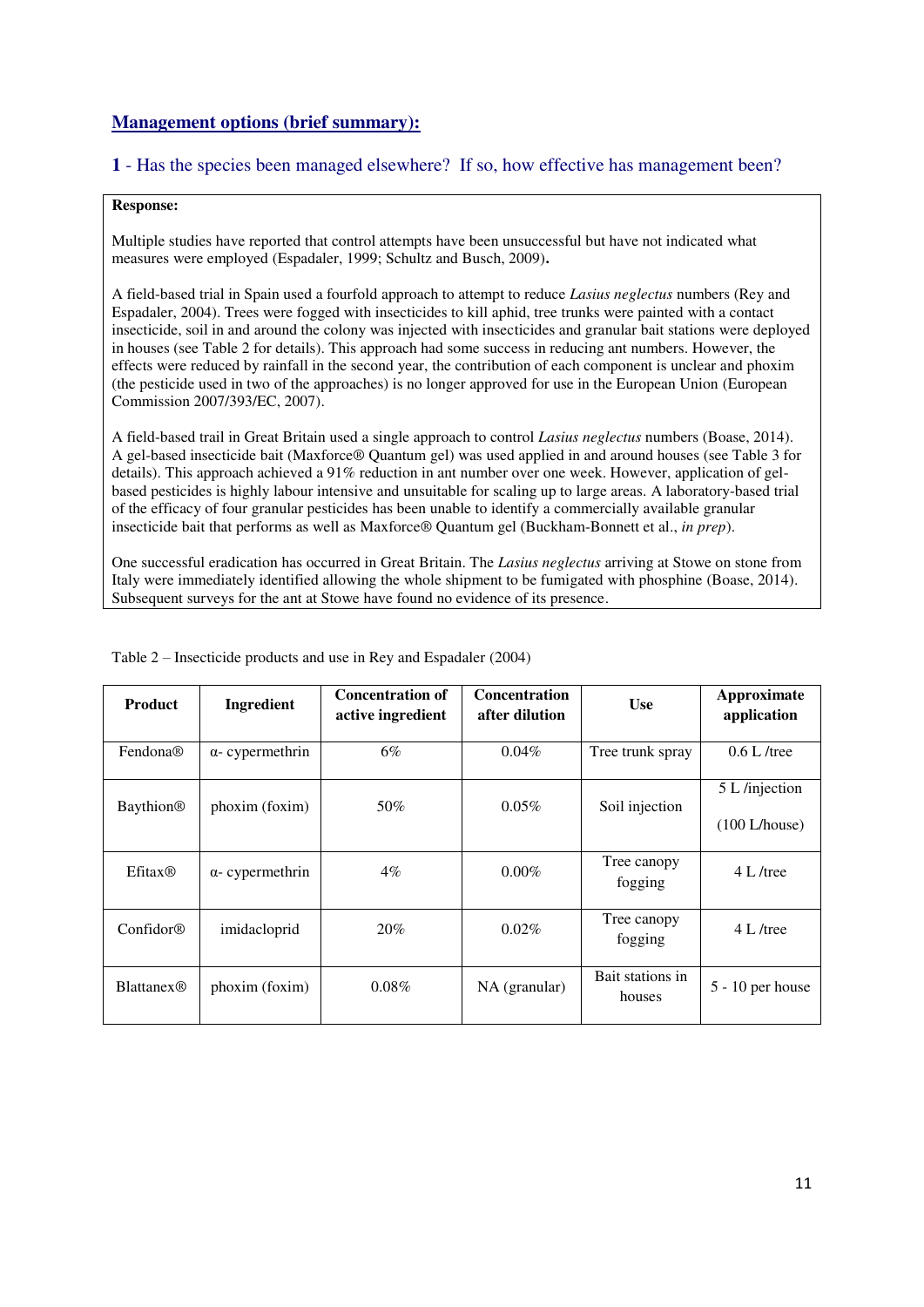## Management options (brief summary):

### 1 - Has the species been managed elsewhere? If so, how effective has management been?

**Response:**

Multiple studies have reported that control attempts have been unsuccessful but have not indicated what measures were employed (Espadaler, 1999; Schultz and Busch, 2009)**.**

A field-based trial in Spain used a fourfold approach to attempt to reduce *Lasius neglectus* numbers (Rey and Espadaler, 2004). Trees were fogged with insecticides to kill aphid, tree trunks were painted with a contact insecticide, soil in and around the colony was injected with insecticides and granular bait stations were deployed in houses (see Table 2 for details). This approach had some success in reducing ant numbers. However, the effects were reduced by rainfall in the second year, the contribution of each component is unclear and phoxim (the pesticide used in two of the approaches) is no longer approved for use in the European Union (European Commission 2007/393/EC, 2007).

A field-based trail in Great Britain used a single approach to control *Lasius neglectus* numbers (Boase, 2014). A gel-based insecticide bait (Maxforce® Quantum gel) was used applied in and around houses (see Table 3 for details). This approach achieved a 91% reduction in ant number over one week. However, application of gel-based pesticides is highly labour intensive and unsuitable for scaling up to large areas. A laboratory-based trial of the efficacy of four granular pesticides has been unable to identify a commercially available granular insecticide bait that performs as well as Maxforce® Quantum gel (Buckham-Bonnett et al., *in prep*).

One successful eradication has occurred in Great Britain. The *Lasius neglectus* arriving at Stowe on stone from Italy were immediately identified allowing the whole shipment to be fumigated with phosphine (Boase, 2014). Subsequent surveys for the ant at Stowe have found no evidence of its presence.

Table 2 – Insecticide products and use in Rey and Espadaler (2004)

| Product | Ingredient | Concentration of active ingredient | Concentration after dilution | Use | Approximate application |
|---|---|---|---|---|---|
| Fendona® | α- cypermethrin | 6% | 0.04% | Tree trunk spray | 0.6 L /tree |
| Baythion® | phoxim (foxim) | 50% | 0.05% | Soil injection | 5 L /injection (100 L/house) |
| Efitax® | α- cypermethrin | 4% | 0.00% | Tree canopy fogging | 4 L /tree |
| Confidor® | imidacloprid | 20% | 0.02% | Tree canopy fogging | 4 L /tree |
| Blattanex® | phoxim (foxim) | 0.08% | NA (granular) | Bait stations in houses | 5 - 10 per house |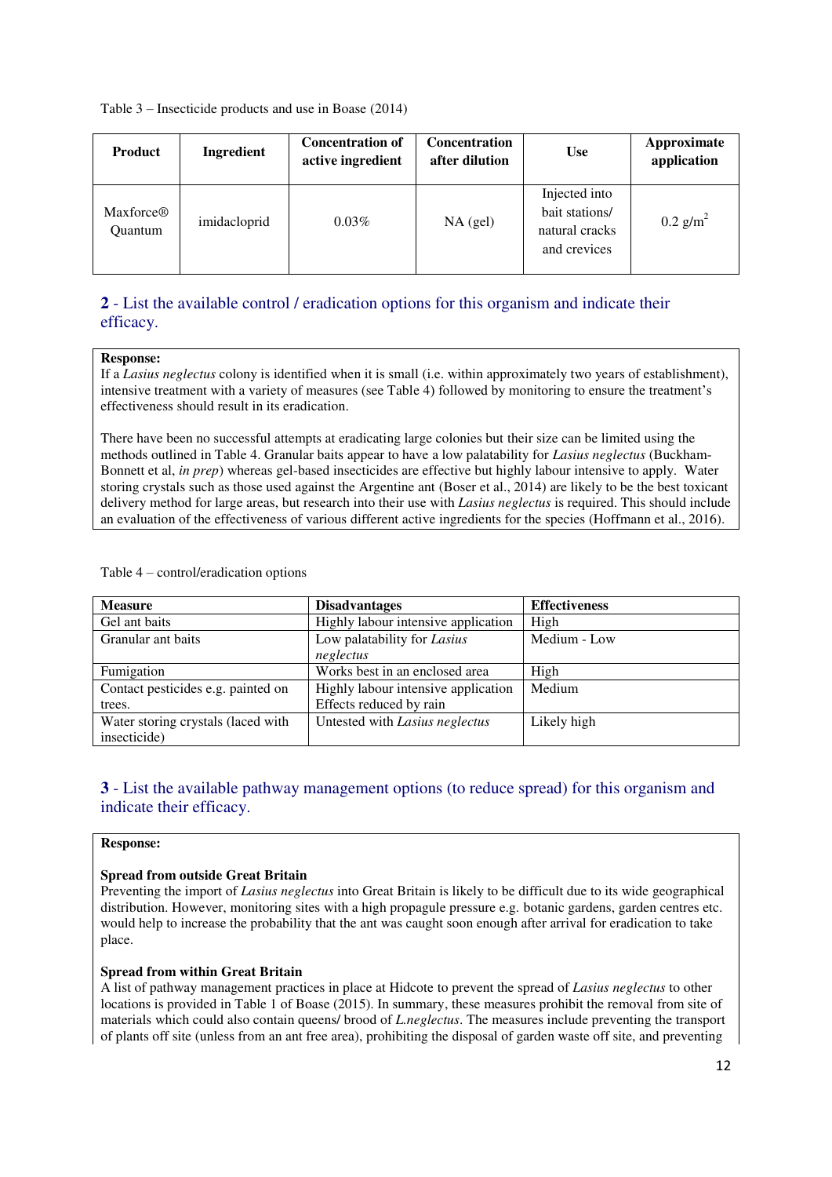Table 3 – Insecticide products and use in Boase (2014)

| Product | Ingredient | Concentration of active ingredient | Concentration after dilution | Use | Approximate application |
|---|---|---|---|---|---|
| Maxforce® Quantum | imidacloprid | 0.03% | NA (gel) | Injected into bait stations/ natural cracks and crevices | 0.2 $g/m^2$ |

## 2 - List the available control / eradication options for this organism and indicate their efficacy.

**Response:**
If a *Lasius neglectus* colony is identified when it is small (i.e. within approximately two years of establishment), intensive treatment with a variety of measures (see Table 4) followed by monitoring to ensure the treatment's effectiveness should result in its eradication.

There have been no successful attempts at eradicating large colonies but their size can be limited using the methods outlined in Table 4. Granular baits appear to have a low palatability for *Lasius neglectus* (Buckham-Bonnett et al, *in prep*) whereas gel-based insecticides are effective but highly labour intensive to apply. Water storing crystals such as those used against the Argentine ant (Boser et al., 2014) are likely to be the best toxicant delivery method for large areas, but research into their use with *Lasius neglectus* is required. This should include an evaluation of the effectiveness of various different active ingredients for the species (Hoffmann et al., 2016).

Table 4 – control/eradication options

| Measure | Disadvantages | Effectiveness |
|---|---|---|
| Gel ant baits | Highly labour intensive application | High |
| Granular ant baits | Low palatability for *Lasius neglectus* | Medium - Low |
| Fumigation | Works best in an enclosed area | High |
| Contact pesticides e.g. painted on trees. | Highly labour intensive application<br>Effects reduced by rain | Medium |
| Water storing crystals (laced with insecticide) | Untested with *Lasius neglectus* | Likely high |

## 3 - List the available pathway management options (to reduce spread) for this organism and indicate their efficacy.

**Response:**

**Spread from outside Great Britain**
Preventing the import of *Lasius neglectus* into Great Britain is likely to be difficult due to its wide geographical distribution. However, monitoring sites with a high propagule pressure e.g. botanic gardens, garden centres etc. would help to increase the probability that the ant was caught soon enough after arrival for eradication to take place.

**Spread from within Great Britain**
A list of pathway management practices in place at Hidcote to prevent the spread of *Lasius neglectus* to other locations is provided in Table 1 of Boase (2015). In summary, these measures prohibit the removal from site of materials which could also contain queens/ brood of *L.neglectus*. The measures include preventing the transport of plants off site (unless from an ant free area), prohibiting the disposal of garden waste off site, and preventing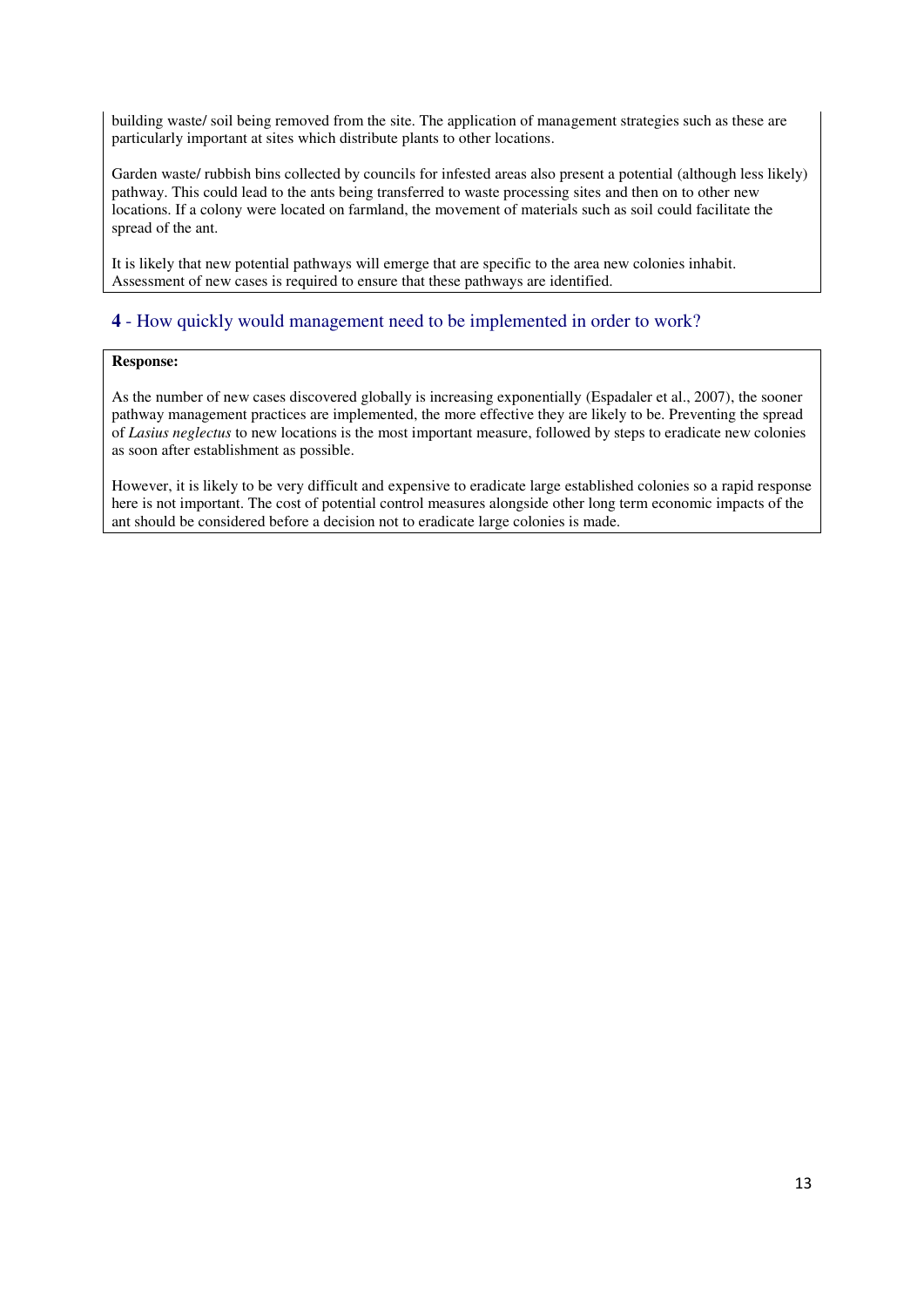building waste/ soil being removed from the site. The application of management strategies such as these are particularly important at sites which distribute plants to other locations.

Garden waste/ rubbish bins collected by councils for infested areas also present a potential (although less likely) pathway. This could lead to the ants being transferred to waste processing sites and then on to other new locations. If a colony were located on farmland, the movement of materials such as soil could facilitate the spread of the ant.

It is likely that new potential pathways will emerge that are specific to the area new colonies inhabit. Assessment of new cases is required to ensure that these pathways are identified.

## **4** - How quickly would management need to be implemented in order to work?

**Response:**

As the number of new cases discovered globally is increasing exponentially (Espadaler et al., 2007), the sooner pathway management practices are implemented, the more effective they are likely to be. Preventing the spread of *Lasius neglectus* to new locations is the most important measure, followed by steps to eradicate new colonies as soon after establishment as possible.

However, it is likely to be very difficult and expensive to eradicate large established colonies so a rapid response here is not important. The cost of potential control measures alongside other long term economic impacts of the ant should be considered before a decision not to eradicate large colonies is made.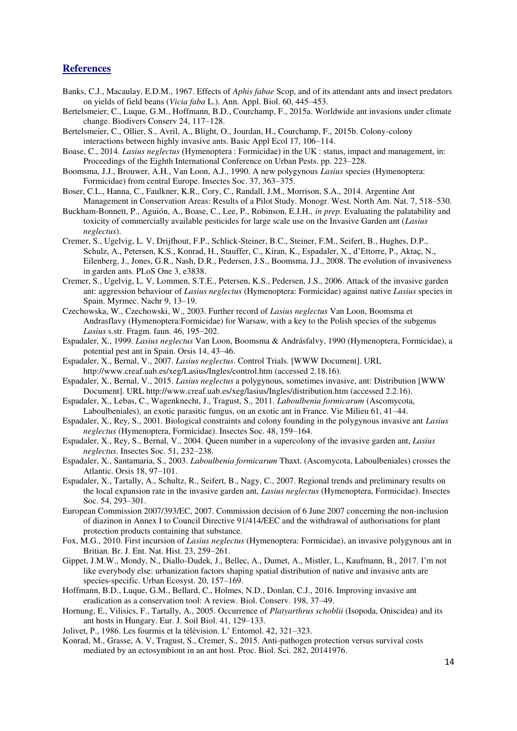## References

Banks, C.J., Macaulay, E.D.M., 1967. Effects of *Aphis fabae* Scop, and of its attendant ants and insect predators on yields of field beans (*Vicia faba* L.). Ann. Appl. Biol. 60, 445–453.

Bertelsmeier, C., Luque, G.M., Hoffmann, B.D., Courchamp, F., 2015a. Worldwide ant invasions under climate change. Biodivers Conserv 24, 117–128.

Bertelsmeier, C., Ollier, S., Avril, A., Blight, O., Jourdan, H., Courchamp, F., 2015b. Colony-colony interactions between highly invasive ants. Basic Appl Ecol 17, 106–114.

Boase, C., 2014. *Lasius neglectus* (Hymenoptera : Formicidae) in the UK : status, impact and management, in: Proceedings of the Eighth International Conference on Urban Pests. pp. 223–228.

Boomsma, J.J., Brouwer, A.H., Van Loon, A.J., 1990. A new polygynous *Lasius* species (Hymenoptera: Formicidae) from central Europe. Insectes Soc. 37, 363–375.

Boser, C.L., Hanna, C., Faulkner, K.R., Cory, C., Randall, J.M., Morrison, S.A., 2014. Argentine Ant Management in Conservation Areas: Results of a Pilot Study. Monogr. West. North Am. Nat. 7, 518–530.

Buckham-Bonnett, P., Aguión, A., Boase, C., Lee, P., Robinson, E.J.H., *in prep*. Evaluating the palatability and toxicity of commercially available pesticides for large scale use on the Invasive Garden ant (*Lasius neglectus*).

Cremer, S., Ugelvig, L. V, Drijfhout, F.P., Schlick-Steiner, B.C., Steiner, F.M., Seifert, B., Hughes, D.P., Schulz, A., Petersen, K.S., Konrad, H., Stauffer, C., Kiran, K., Espadaler, X., d'Ettorre, P., Aktaç, N., Eilenberg, J., Jones, G.R., Nash, D.R., Pedersen, J.S., Boomsma, J.J., 2008. The evolution of invasiveness in garden ants. PLoS One 3, e3838.

Cremer, S., Ugelvig, L. V, Lommen, S.T.E., Petersen, K.S., Pedersen, J.S., 2006. Attack of the invasive garden ant: aggression behaviour of *Lasius neglectus* (Hymenoptera: Formicidae) against native *Lasius* species in Spain. Myrmec. Nachr 9, 13–19.

Czechowska, W., Czechowski, W., 2003. Further record of *Lasius neglectus* Van Loon, Boomsma et Andrasflavy (Hymenoptera:Formicidae) for Warsaw, with a key to the Polish species of the subgenus *Lasius* s.str. Fragm. faun. 46, 195–202.

Espadaler, X., 1999. *Lasius neglectus* Van Loon, Boomsma & Andrásfalvy, 1990 (Hymenoptera, Formicidae), a potential pest ant in Spain. Orsis 14, 43–46.

Espadaler, X., Bernal, V., 2007. *Lasius neglectus*. Control Trials. [WWW Document]. URL http://www.creaf.uab.es/xeg/Lasius/Ingles/control.htm (accessed 2.18.16).

Espadaler, X., Bernal, V., 2015. *Lasius neglectus* a polygynous, sometimes invasive, ant: Distribution [WWW Document]. URL http://www.creaf.uab.es/xeg/lasius/Ingles/distribution.htm (accessed 2.2.16).

Espadaler, X., Lebas, C., Wagenknecht, J., Tragust, S., 2011. *Laboulbenia formicarum* (Ascomycota, Laboulbeniales), an exotic parasitic fungus, on an exotic ant in France. Vie Milieu 61, 41–44.

Espadaler, X., Rey, S., 2001. Biological constraints and colony founding in the polygynous invasive ant *Lasius neglectus* (Hymenoptera, Formicidae). Insectes Soc. 48, 159–164.

Espadaler, X., Rey, S., Bernal, V., 2004. Queen number in a supercolony of the invasive garden ant, *Lasius neglectus*. Insectes Soc. 51, 232–238.

Espadaler, X., Santamaria, S., 2003. *Laboulbenia formicarum* Thaxt. (Ascomycota, Laboulbeniales) crosses the Atlantic. Orsis 18, 97–101.

Espadaler, X., Tartally, A., Schultz, R., Seifert, B., Nagy, C., 2007. Regional trends and preliminary results on the local expansion rate in the invasive garden ant, *Lasius neglectus* (Hymenoptera, Formicidae). Insectes Soc. 54, 293–301.

European Commission 2007/393/EC, 2007. Commission decision of 6 June 2007 concerning the non-inclusion of diazinon in Annex I to Council Directive 91/414/EEC and the withdrawal of authorisations for plant protection products containing that substance.

Fox, M.G., 2010. First incursion of *Lasius neglectus* (Hymenoptera: Formicidae), an invasive polygynous ant in Britian. Br. J. Ent. Nat. Hist. 23, 259–261.

Gippet, J.M.W., Mondy, N., Diallo-Dudek, J., Bellec, A., Dumet, A., Mistler, L., Kaufmann, B., 2017. I'm not like everybody else: urbanization factors shaping spatial distribution of native and invasive ants are species-specific. Urban Ecosyst. 20, 157–169.

Hoffmann, B.D., Luque, G.M., Bellard, C., Holmes, N.D., Donlan, C.J., 2016. Improving invasive ant eradication as a conservation tool: A review. Biol. Conserv. 198, 37–49.

Hornung, E., Vilisics, F., Tartally, A., 2005. Occurrence of *Platyarthrus schoblii* (Isopoda, Oniscidea) and its ant hosts in Hungary. Eur. J. Soil Biol. 41, 129–133.

Jolivet, P., 1986. Les fourmis et la télévision. L' Entomol. 42, 321–323.

Konrad, M., Grasse, A. V, Tragust, S., Cremer, S., 2015. Anti-pathogen protection versus survival costs mediated by an ectosymbiont in an ant host. Proc. Biol. Sci. 282, 20141976.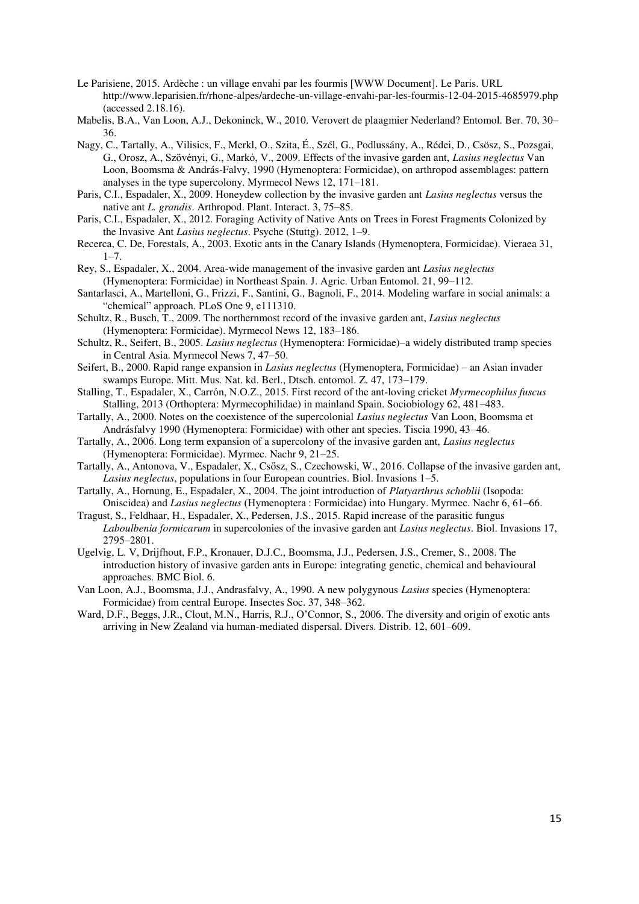Le Parisiene, 2015. Ardèche : un village envahi par les fourmis [WWW Document]. Le Paris. URL http://www.leparisien.fr/rhone-alpes/ardeche-un-village-envahi-par-les-fourmis-12-04-2015-4685979.php (accessed 2.18.16).

Mabelis, B.A., Van Loon, A.J., Dekoninck, W., 2010. Verovert de plaagmier Nederland? Entomol. Ber. 70, 30–36.

Nagy, C., Tartally, A., Vilisics, F., Merkl, O., Szita, É., Szél, G., Podlussány, A., Rédei, D., Csösz, S., Pozsgai, G., Orosz, A., Szövényi, G., Markó, V., 2009. Effects of the invasive garden ant, *Lasius neglectus* Van Loon, Boomsma & András-Falvy, 1990 (Hymenoptera: Formicidae), on arthropod assemblages: pattern analyses in the type supercolony. Myrmecol News 12, 171–181.

Paris, C.I., Espadaler, X., 2009. Honeydew collection by the invasive garden ant *Lasius neglectus* versus the native ant *L. grandis*. Arthropod. Plant. Interact. 3, 75–85.

Paris, C.I., Espadaler, X., 2012. Foraging Activity of Native Ants on Trees in Forest Fragments Colonized by the Invasive Ant *Lasius neglectus*. Psyche (Stuttg). 2012, 1–9.

Recerca, C. De, Forestals, A., 2003. Exotic ants in the Canary Islands (Hymenoptera, Formicidae). Vieraea 31, 1–7.

Rey, S., Espadaler, X., 2004. Area-wide management of the invasive garden ant *Lasius neglectus* (Hymenoptera: Formicidae) in Northeast Spain. J. Agric. Urban Entomol. 21, 99–112.

Santarlasci, A., Martelloni, G., Frizzi, F., Santini, G., Bagnoli, F., 2014. Modeling warfare in social animals: a "chemical" approach. PLoS One 9, e111310.

Schultz, R., Busch, T., 2009. The northernmost record of the invasive garden ant, *Lasius neglectus* (Hymenoptera: Formicidae). Myrmecol News 12, 183–186.

Schultz, R., Seifert, B., 2005. *Lasius neglectus* (Hymenoptera: Formicidae)–a widely distributed tramp species in Central Asia. Myrmecol News 7, 47–50.

Seifert, B., 2000. Rapid range expansion in *Lasius neglectus* (Hymenoptera, Formicidae) – an Asian invader swamps Europe. Mitt. Mus. Nat. kd. Berl., Dtsch. entomol. Z. 47, 173–179.

Stalling, T., Espadaler, X., Carrón, N.O.Z., 2015. First record of the ant-loving cricket *Myrmecophilus fuscus* Stalling, 2013 (Orthoptera: Myrmecophilidae) in mainland Spain. Sociobiology 62, 481–483.

Tartally, A., 2000. Notes on the coexistence of the supercolonial *Lasius neglectus* Van Loon, Boomsma et Andrásfalvy 1990 (Hymenoptera: Formicidae) with other ant species. Tiscia 1990, 43–46.

Tartally, A., 2006. Long term expansion of a supercolony of the invasive garden ant, *Lasius neglectus* (Hymenoptera: Formicidae). Myrmec. Nachr 9, 21–25.

Tartally, A., Antonova, V., Espadaler, X., Csősz, S., Czechowski, W., 2016. Collapse of the invasive garden ant, *Lasius neglectus*, populations in four European countries. Biol. Invasions 1–5.

Tartally, A., Hornung, E., Espadaler, X., 2004. The joint introduction of *Platyarthrus schoblii* (Isopoda: Oniscidea) and *Lasius neglectus* (Hymenoptera : Formicidae) into Hungary. Myrmec. Nachr 6, 61–66.

Tragust, S., Feldhaar, H., Espadaler, X., Pedersen, J.S., 2015. Rapid increase of the parasitic fungus *Laboulbenia formicarum* in supercolonies of the invasive garden ant *Lasius neglectus*. Biol. Invasions 17, 2795–2801.

Ugelvig, L. V, Drijfhout, F.P., Kronauer, D.J.C., Boomsma, J.J., Pedersen, J.S., Cremer, S., 2008. The introduction history of invasive garden ants in Europe: integrating genetic, chemical and behavioural approaches. BMC Biol. 6.

Van Loon, A.J., Boomsma, J.J., Andrasfalvy, A., 1990. A new polygynous *Lasius* species (Hymenoptera: Formicidae) from central Europe. Insectes Soc. 37, 348–362.

Ward, D.F., Beggs, J.R., Clout, M.N., Harris, R.J., O'Connor, S., 2006. The diversity and origin of exotic ants arriving in New Zealand via human-mediated dispersal. Divers. Distrib. 12, 601–609.